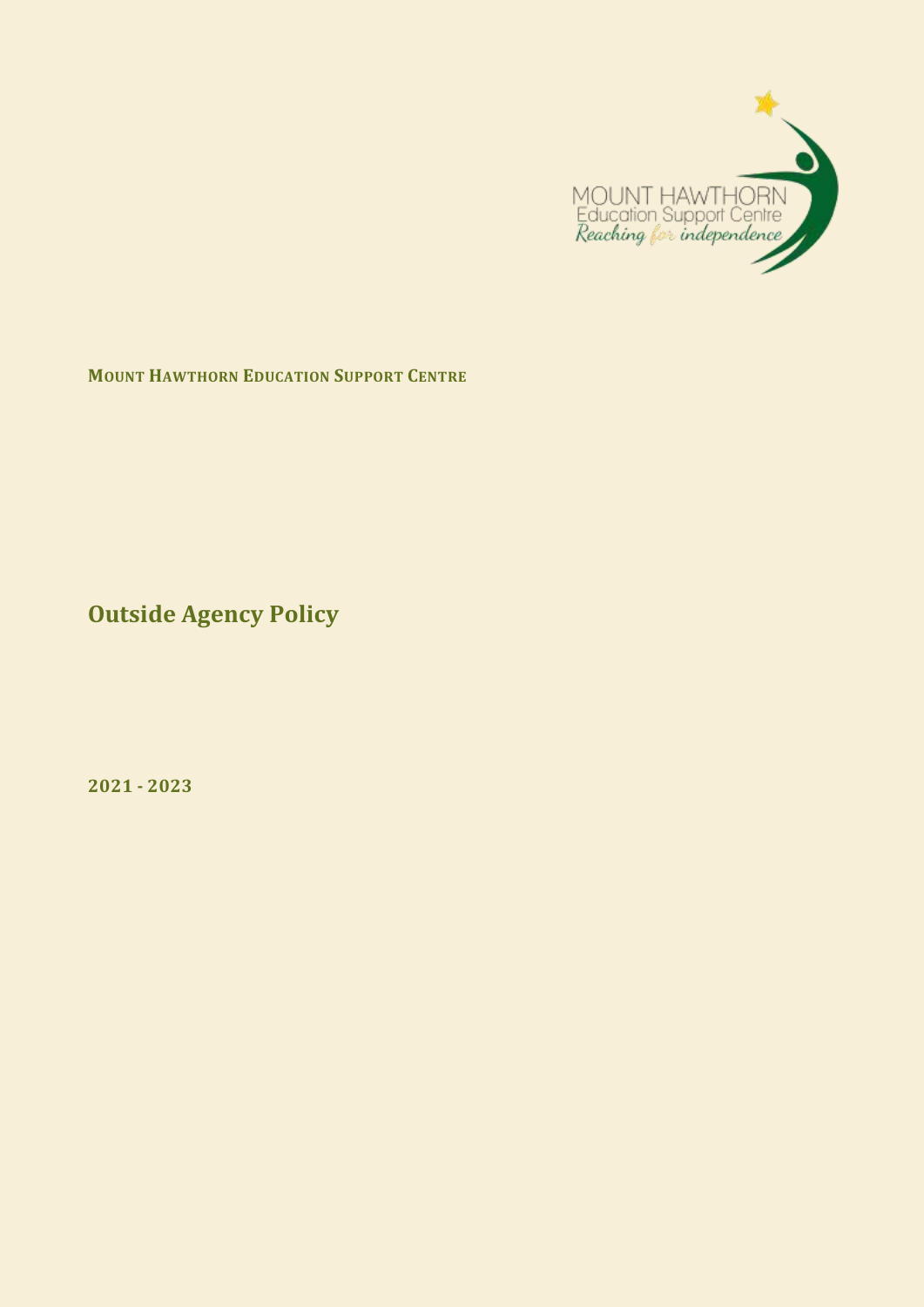MOUNT HAWTHORN
Education Support Centre
*Reaching for independence*

**MOUNT HAWTHORN EDUCATION SUPPORT CENTRE**

# Outside Agency Policy

**2021 - 2023**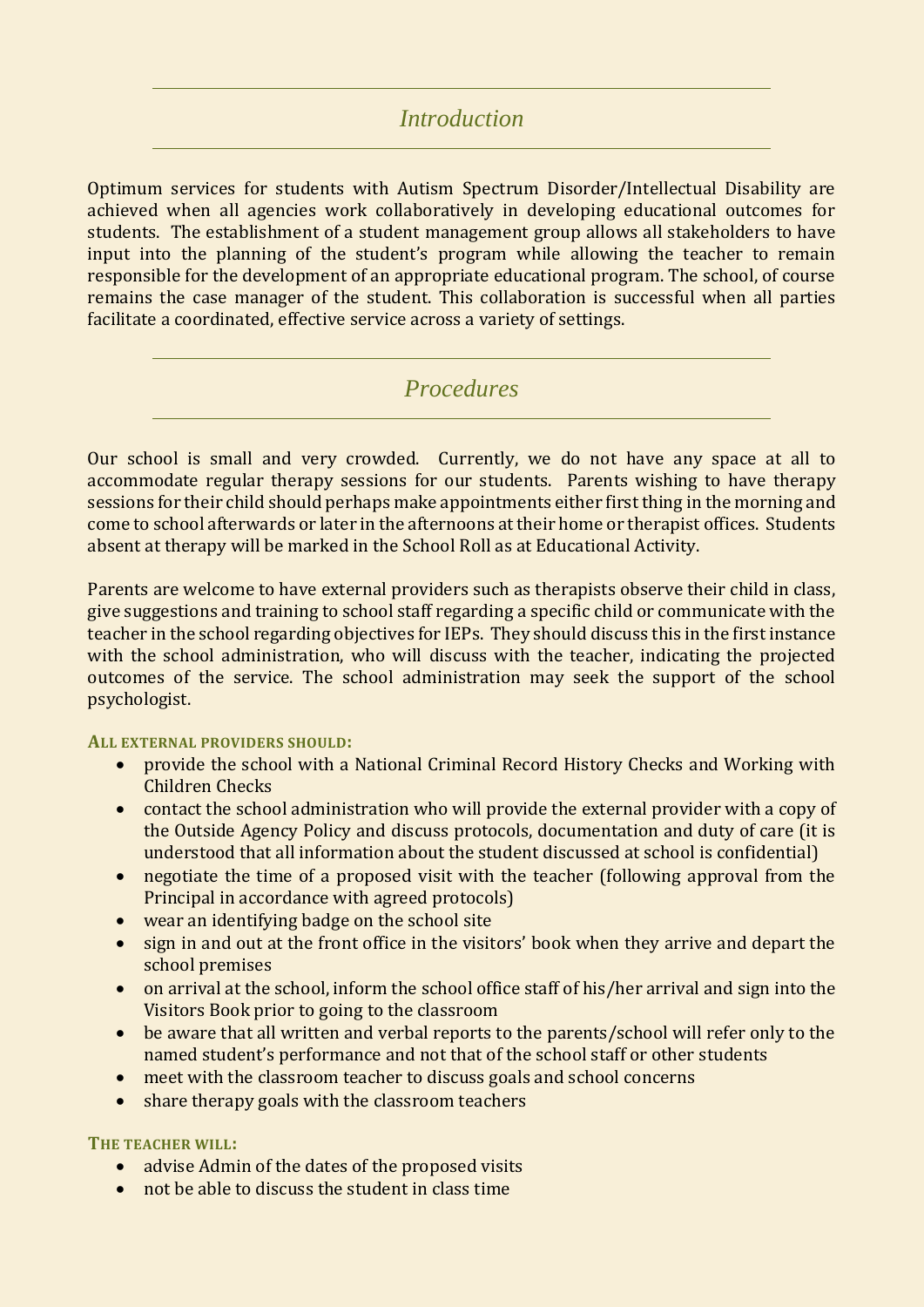## *Introduction*

Optimum services for students with Autism Spectrum Disorder/Intellectual Disability are achieved when all agencies work collaboratively in developing educational outcomes for students. The establishment of a student management group allows all stakeholders to have input into the planning of the student's program while allowing the teacher to remain responsible for the development of an appropriate educational program. The school, of course remains the case manager of the student. This collaboration is successful when all parties facilitate a coordinated, effective service across a variety of settings.

## *Procedures*

Our school is small and very crowded. Currently, we do not have any space at all to accommodate regular therapy sessions for our students. Parents wishing to have therapy sessions for their child should perhaps make appointments either first thing in the morning and come to school afterwards or later in the afternoons at their home or therapist offices. Students absent at therapy will be marked in the School Roll as at Educational Activity.

Parents are welcome to have external providers such as therapists observe their child in class, give suggestions and training to school staff regarding a specific child or communicate with the teacher in the school regarding objectives for IEPs. They should discuss this in the first instance with the school administration, who will discuss with the teacher, indicating the projected outcomes of the service. The school administration may seek the support of the school psychologist.

**ALL EXTERNAL PROVIDERS SHOULD:**

- provide the school with a National Criminal Record History Checks and Working with Children Checks
- contact the school administration who will provide the external provider with a copy of the Outside Agency Policy and discuss protocols, documentation and duty of care (it is understood that all information about the student discussed at school is confidential)
- negotiate the time of a proposed visit with the teacher (following approval from the Principal in accordance with agreed protocols)
- wear an identifying badge on the school site
- sign in and out at the front office in the visitors' book when they arrive and depart the school premises
- on arrival at the school, inform the school office staff of his/her arrival and sign into the Visitors Book prior to going to the classroom
- be aware that all written and verbal reports to the parents/school will refer only to the named student's performance and not that of the school staff or other students
- meet with the classroom teacher to discuss goals and school concerns
- share therapy goals with the classroom teachers

**THE TEACHER WILL:**

- advise Admin of the dates of the proposed visits
- not be able to discuss the student in class time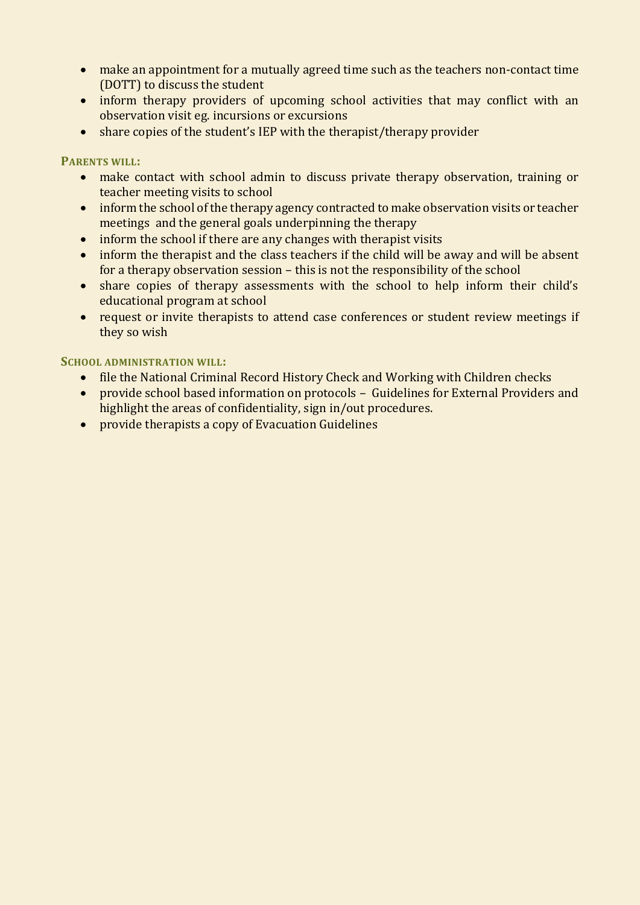- make an appointment for a mutually agreed time such as the teachers non-contact time (DOTT) to discuss the student
- inform therapy providers of upcoming school activities that may conflict with an observation visit eg. incursions or excursions
- share copies of the student's IEP with the therapist/therapy provider

**PARENTS WILL:**

- make contact with school admin to discuss private therapy observation, training or teacher meeting visits to school
- inform the school of the therapy agency contracted to make observation visits or teacher meetings and the general goals underpinning the therapy
- inform the school if there are any changes with therapist visits
- inform the therapist and the class teachers if the child will be away and will be absent for a therapy observation session – this is not the responsibility of the school
- share copies of therapy assessments with the school to help inform their child's educational program at school
- request or invite therapists to attend case conferences or student review meetings if they so wish

**SCHOOL ADMINISTRATION WILL:**

- file the National Criminal Record History Check and Working with Children checks
- provide school based information on protocols – Guidelines for External Providers and highlight the areas of confidentiality, sign in/out procedures.
- provide therapists a copy of Evacuation Guidelines